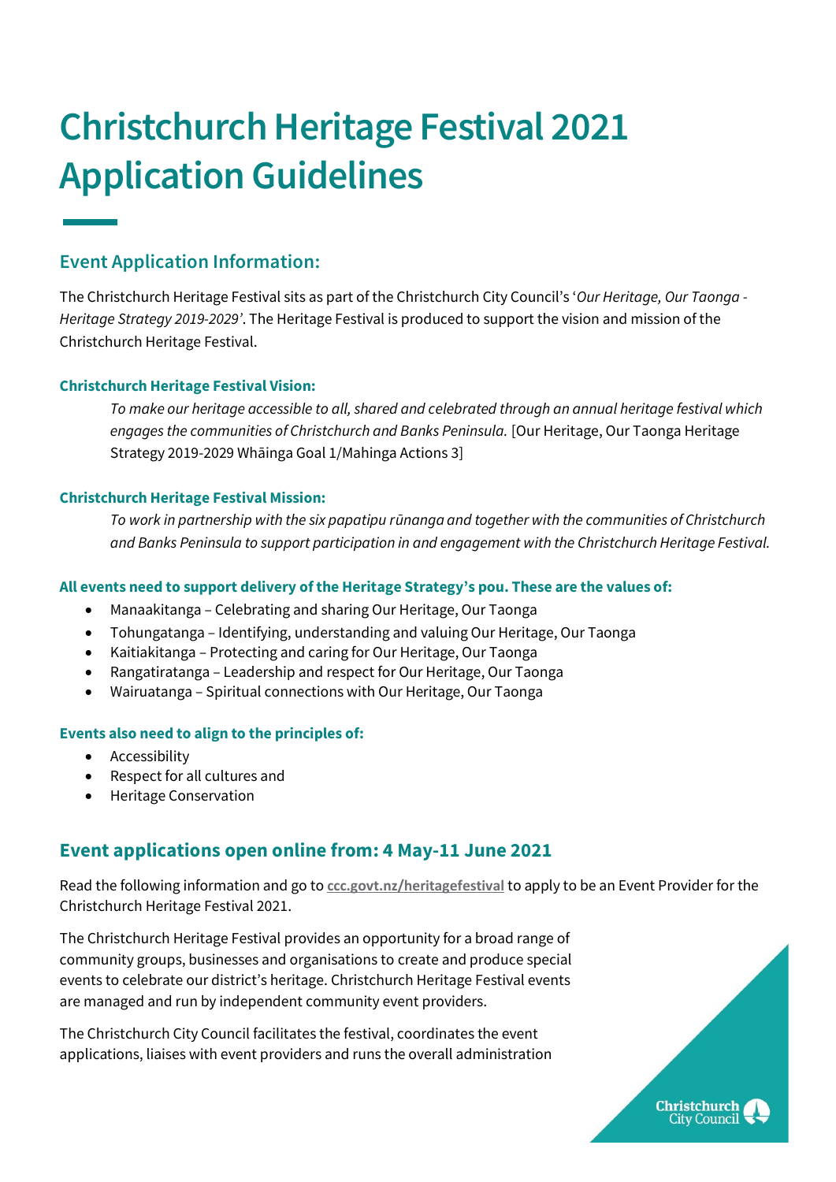# Christchurch Heritage Festival 2021 Application Guidelines

## Event Application Information:

The Christchurch Heritage Festival sits as part of the Christchurch City Council's '*Our Heritage, Our Taonga - Heritage Strategy 2019-2029'*. The Heritage Festival is produced to support the vision and mission of the Christchurch Heritage Festival.

#### Christchurch Heritage Festival Vision:

> *To make our heritage accessible to all, shared and celebrated through an annual heritage festival which engages the communities of Christchurch and Banks Peninsula.* [Our Heritage, Our Taonga Heritage Strategy 2019-2029 Whāinga Goal 1/Mahinga Actions 3]

#### Christchurch Heritage Festival Mission:

> *To work in partnership with the six papatipu rūnanga and together with the communities of Christchurch and Banks Peninsula to support participation in and engagement with the Christchurch Heritage Festival.*

#### All events need to support delivery of the Heritage Strategy's pou. These are the values of:

- Manaakitanga – Celebrating and sharing Our Heritage, Our Taonga
- Tohungatanga – Identifying, understanding and valuing Our Heritage, Our Taonga
- Kaitiakitanga – Protecting and caring for Our Heritage, Our Taonga
- Rangatiratanga – Leadership and respect for Our Heritage, Our Taonga
- Wairuatanga – Spiritual connections with Our Heritage, Our Taonga

#### Events also need to align to the principles of:

- Accessibility
- Respect for all cultures and
- Heritage Conservation

## Event applications open online from: 4 May-11 June 2021

Read the following information and go to **ccc.govt.nz/heritagefestival** to apply to be an Event Provider for the Christchurch Heritage Festival 2021.

The Christchurch Heritage Festival provides an opportunity for a broad range of community groups, businesses and organisations to create and produce special events to celebrate our district's heritage. Christchurch Heritage Festival events are managed and run by independent community event providers.

The Christchurch City Council facilitates the festival, coordinates the event applications, liaises with event providers and runs the overall administration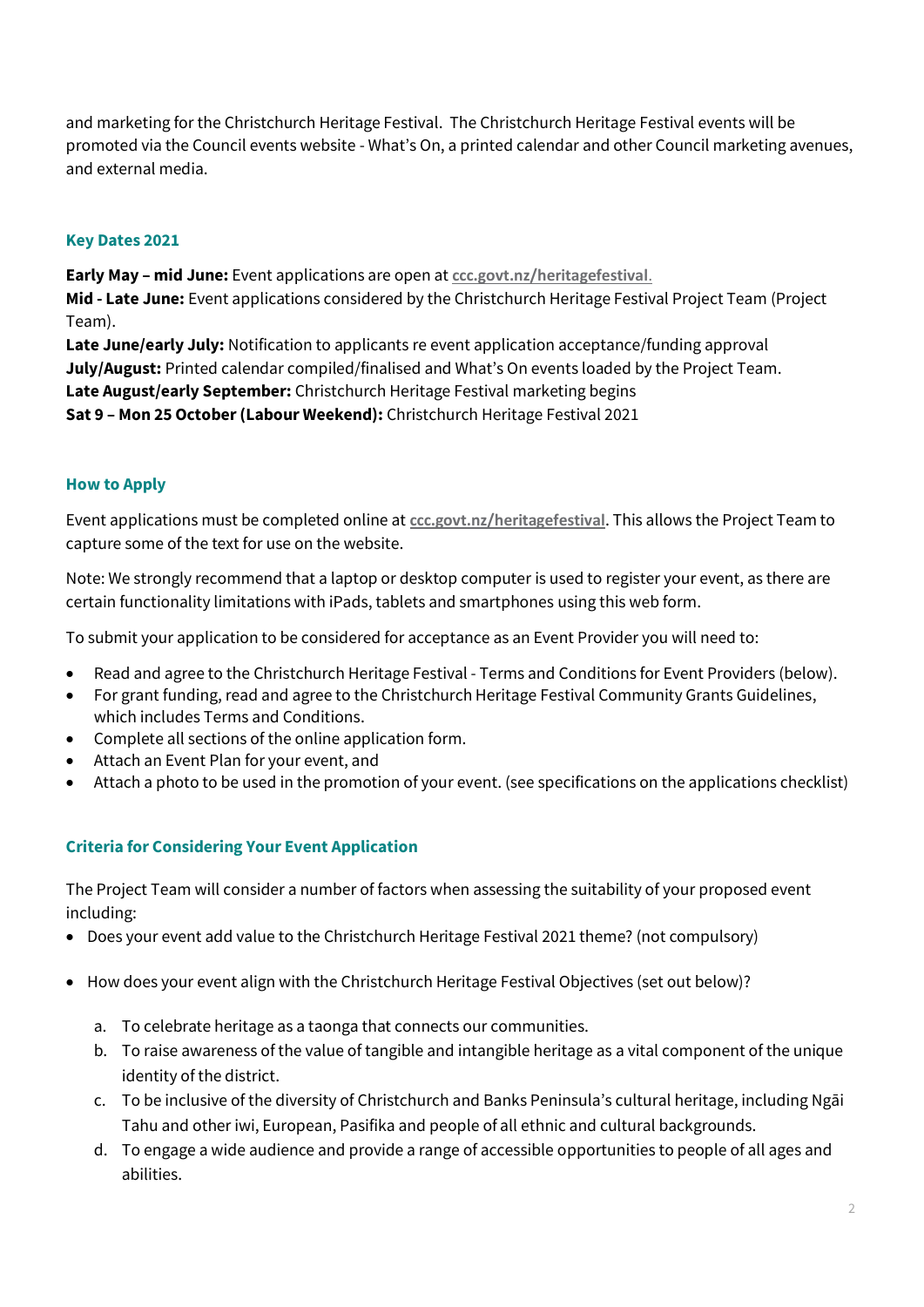and marketing for the Christchurch Heritage Festival. The Christchurch Heritage Festival events will be promoted via the Council events website - What's On, a printed calendar and other Council marketing avenues, and external media.

### Key Dates 2021

**Early May – mid June:** Event applications are open at **ccc.govt.nz/heritagefestival**.
**Mid - Late June:** Event applications considered by the Christchurch Heritage Festival Project Team (Project Team).
**Late June/early July:** Notification to applicants re event application acceptance/funding approval
**July/August:** Printed calendar compiled/finalised and What's On events loaded by the Project Team.
**Late August/early September:** Christchurch Heritage Festival marketing begins
**Sat 9 – Mon 25 October (Labour Weekend):** Christchurch Heritage Festival 2021

### How to Apply

Event applications must be completed online at **ccc.govt.nz/heritagefestival**. This allows the Project Team to capture some of the text for use on the website.

Note: We strongly recommend that a laptop or desktop computer is used to register your event, as there are certain functionality limitations with iPads, tablets and smartphones using this web form.

To submit your application to be considered for acceptance as an Event Provider you will need to:

- Read and agree to the Christchurch Heritage Festival - Terms and Conditions for Event Providers (below).
- For grant funding, read and agree to the Christchurch Heritage Festival Community Grants Guidelines, which includes Terms and Conditions.
- Complete all sections of the online application form.
- Attach an Event Plan for your event, and
- Attach a photo to be used in the promotion of your event. (see specifications on the applications checklist)

### Criteria for Considering Your Event Application

The Project Team will consider a number of factors when assessing the suitability of your proposed event including:

- Does your event add value to the Christchurch Heritage Festival 2021 theme? (not compulsory)
- How does your event align with the Christchurch Heritage Festival Objectives (set out below)?
  a. To celebrate heritage as a taonga that connects our communities.
  b. To raise awareness of the value of tangible and intangible heritage as a vital component of the unique identity of the district.
  c. To be inclusive of the diversity of Christchurch and Banks Peninsula's cultural heritage, including Ngāi Tahu and other iwi, European, Pasifika and people of all ethnic and cultural backgrounds.
  d. To engage a wide audience and provide a range of accessible opportunities to people of all ages and abilities.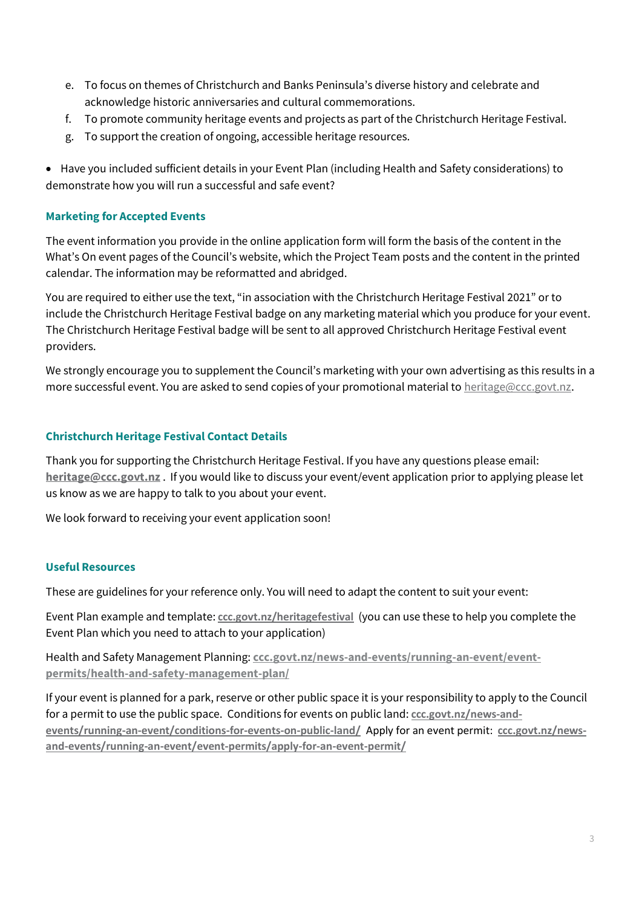e. To focus on themes of Christchurch and Banks Peninsula's diverse history and celebrate and acknowledge historic anniversaries and cultural commemorations.
f. To promote community heritage events and projects as part of the Christchurch Heritage Festival.
g. To support the creation of ongoing, accessible heritage resources.

- Have you included sufficient details in your Event Plan (including Health and Safety considerations) to demonstrate how you will run a successful and safe event?

### Marketing for Accepted Events

The event information you provide in the online application form will form the basis of the content in the What's On event pages of the Council's website, which the Project Team posts and the content in the printed calendar. The information may be reformatted and abridged.

You are required to either use the text, "in association with the Christchurch Heritage Festival 2021" or to include the Christchurch Heritage Festival badge on any marketing material which you produce for your event. The Christchurch Heritage Festival badge will be sent to all approved Christchurch Heritage Festival event providers.

We strongly encourage you to supplement the Council's marketing with your own advertising as this results in a more successful event. You are asked to send copies of your promotional material to heritage@ccc.govt.nz.

### Christchurch Heritage Festival Contact Details

Thank you for supporting the Christchurch Heritage Festival. If you have any questions please email: **heritage@ccc.govt.nz** . If you would like to discuss your event/event application prior to applying please let us know as we are happy to talk to you about your event.

We look forward to receiving your event application soon!

### Useful Resources

These are guidelines for your reference only. You will need to adapt the content to suit your event:

Event Plan example and template: **ccc.govt.nz/heritagefestival** (you can use these to help you complete the Event Plan which you need to attach to your application)

Health and Safety Management Planning: **ccc.govt.nz/news-and-events/running-an-event/event-permits/health-and-safety-management-plan/**

If your event is planned for a park, reserve or other public space it is your responsibility to apply to the Council for a permit to use the public space. Conditions for events on public land: **ccc.govt.nz/news-and-events/running-an-event/conditions-for-events-on-public-land/** Apply for an event permit: **ccc.govt.nz/news-and-events/running-an-event/event-permits/apply-for-an-event-permit/**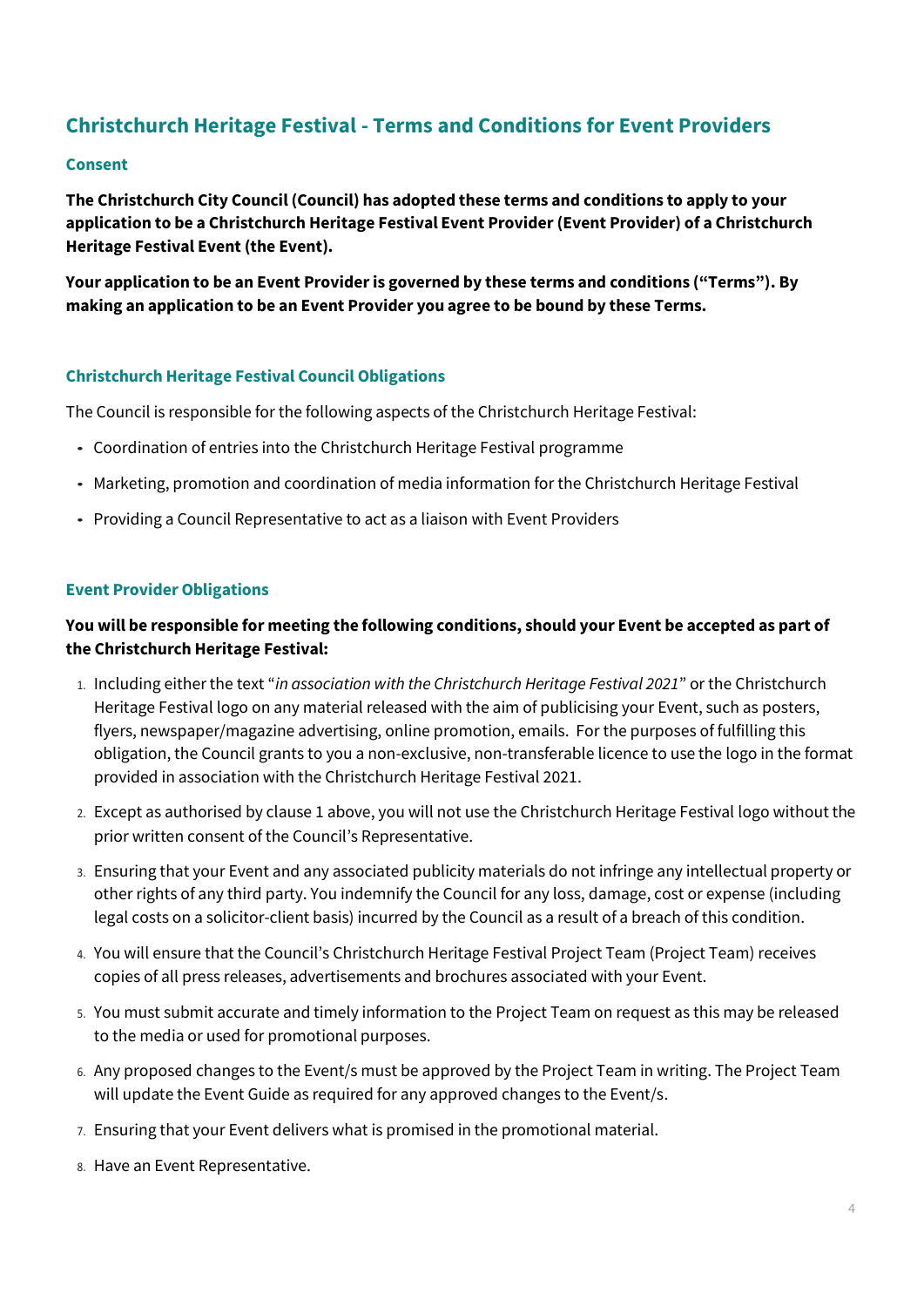## Christchurch Heritage Festival - Terms and Conditions for Event Providers

### Consent

**The Christchurch City Council (Council) has adopted these terms and conditions to apply to your application to be a Christchurch Heritage Festival Event Provider (Event Provider) of a Christchurch Heritage Festival Event (the Event).**

**Your application to be an Event Provider is governed by these terms and conditions ("Terms"). By making an application to be an Event Provider you agree to be bound by these Terms.**

### Christchurch Heritage Festival Council Obligations

The Council is responsible for the following aspects of the Christchurch Heritage Festival:

- Coordination of entries into the Christchurch Heritage Festival programme
- Marketing, promotion and coordination of media information for the Christchurch Heritage Festival
- Providing a Council Representative to act as a liaison with Event Providers

### Event Provider Obligations

**You will be responsible for meeting the following conditions, should your Event be accepted as part of the Christchurch Heritage Festival:**

1. Including either the text "*in association with the Christchurch Heritage Festival 2021*" or the Christchurch Heritage Festival logo on any material released with the aim of publicising your Event, such as posters, flyers, newspaper/magazine advertising, online promotion, emails. For the purposes of fulfilling this obligation, the Council grants to you a non-exclusive, non-transferable licence to use the logo in the format provided in association with the Christchurch Heritage Festival 2021.
2. Except as authorised by clause 1 above, you will not use the Christchurch Heritage Festival logo without the prior written consent of the Council's Representative.
3. Ensuring that your Event and any associated publicity materials do not infringe any intellectual property or other rights of any third party. You indemnify the Council for any loss, damage, cost or expense (including legal costs on a solicitor-client basis) incurred by the Council as a result of a breach of this condition.
4. You will ensure that the Council's Christchurch Heritage Festival Project Team (Project Team) receives copies of all press releases, advertisements and brochures associated with your Event.
5. You must submit accurate and timely information to the Project Team on request as this may be released to the media or used for promotional purposes.
6. Any proposed changes to the Event/s must be approved by the Project Team in writing. The Project Team will update the Event Guide as required for any approved changes to the Event/s.
7. Ensuring that your Event delivers what is promised in the promotional material.
8. Have an Event Representative.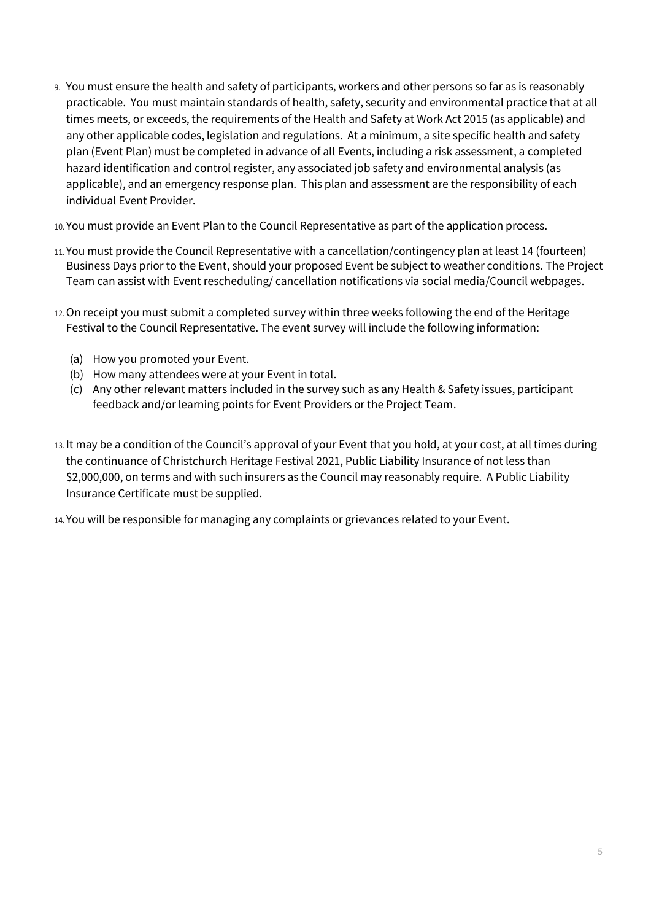9. You must ensure the health and safety of participants, workers and other persons so far as is reasonably practicable. You must maintain standards of health, safety, security and environmental practice that at all times meets, or exceeds, the requirements of the Health and Safety at Work Act 2015 (as applicable) and any other applicable codes, legislation and regulations. At a minimum, a site specific health and safety plan (Event Plan) must be completed in advance of all Events, including a risk assessment, a completed hazard identification and control register, any associated job safety and environmental analysis (as applicable), and an emergency response plan. This plan and assessment are the responsibility of each individual Event Provider.

10. You must provide an Event Plan to the Council Representative as part of the application process.

11. You must provide the Council Representative with a cancellation/contingency plan at least 14 (fourteen) Business Days prior to the Event, should your proposed Event be subject to weather conditions. The Project Team can assist with Event rescheduling/ cancellation notifications via social media/Council webpages.

12. On receipt you must submit a completed survey within three weeks following the end of the Heritage Festival to the Council Representative. The event survey will include the following information:

    (a) How you promoted your Event.
    (b) How many attendees were at your Event in total.
    (c) Any other relevant matters included in the survey such as any Health & Safety issues, participant feedback and/or learning points for Event Providers or the Project Team.

13. It may be a condition of the Council's approval of your Event that you hold, at your cost, at all times during the continuance of Christchurch Heritage Festival 2021, Public Liability Insurance of not less than $2,000,000, on terms and with such insurers as the Council may reasonably require. A Public Liability Insurance Certificate must be supplied.

14. You will be responsible for managing any complaints or grievances related to your Event.